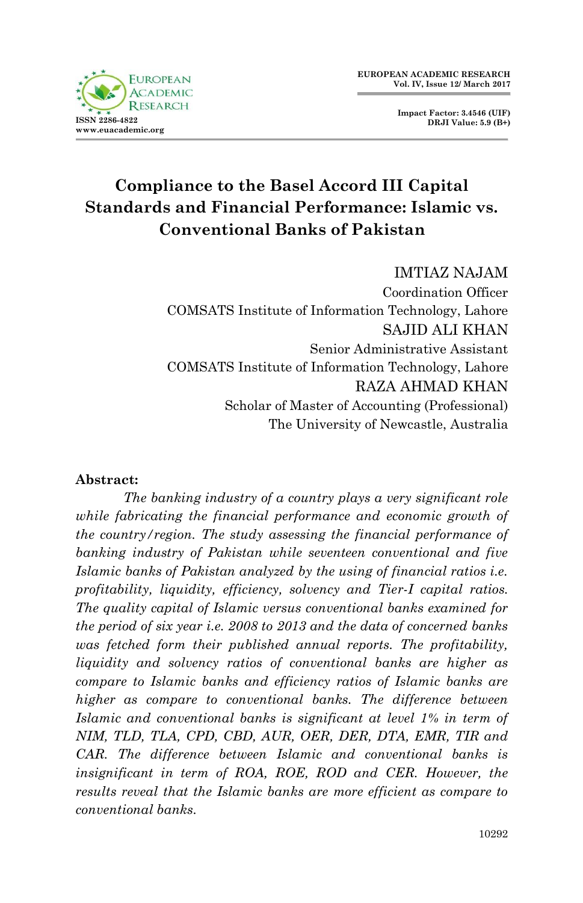# Compliance to the Basel Accord III Capital Standards and Financial Performance: Islamic vs. Conventional Banks of Pakistan

IMTIAZ NAJAM
Coordination Officer
COMSATS Institute of Information Technology, Lahore

SAJID ALI KHAN
Senior Administrative Assistant
COMSATS Institute of Information Technology, Lahore

RAZA AHMAD KHAN
Scholar of Master of Accounting (Professional)
The University of Newcastle, Australia

**Abstract:**

*The banking industry of a country plays a very significant role while fabricating the financial performance and economic growth of the country/region. The study assessing the financial performance of banking industry of Pakistan while seventeen conventional and five Islamic banks of Pakistan analyzed by the using of financial ratios i.e. profitability, liquidity, efficiency, solvency and Tier-I capital ratios. The quality capital of Islamic versus conventional banks examined for the period of six year i.e. 2008 to 2013 and the data of concerned banks was fetched form their published annual reports. The profitability, liquidity and solvency ratios of conventional banks are higher as compare to Islamic banks and efficiency ratios of Islamic banks are higher as compare to conventional banks. The difference between Islamic and conventional banks is significant at level 1% in term of NIM, TLD, TLA, CPD, CBD, AUR, OER, DER, DTA, EMR, TIR and CAR. The difference between Islamic and conventional banks is insignificant in term of ROA, ROE, ROD and CER. However, the results reveal that the Islamic banks are more efficient as compare to conventional banks.*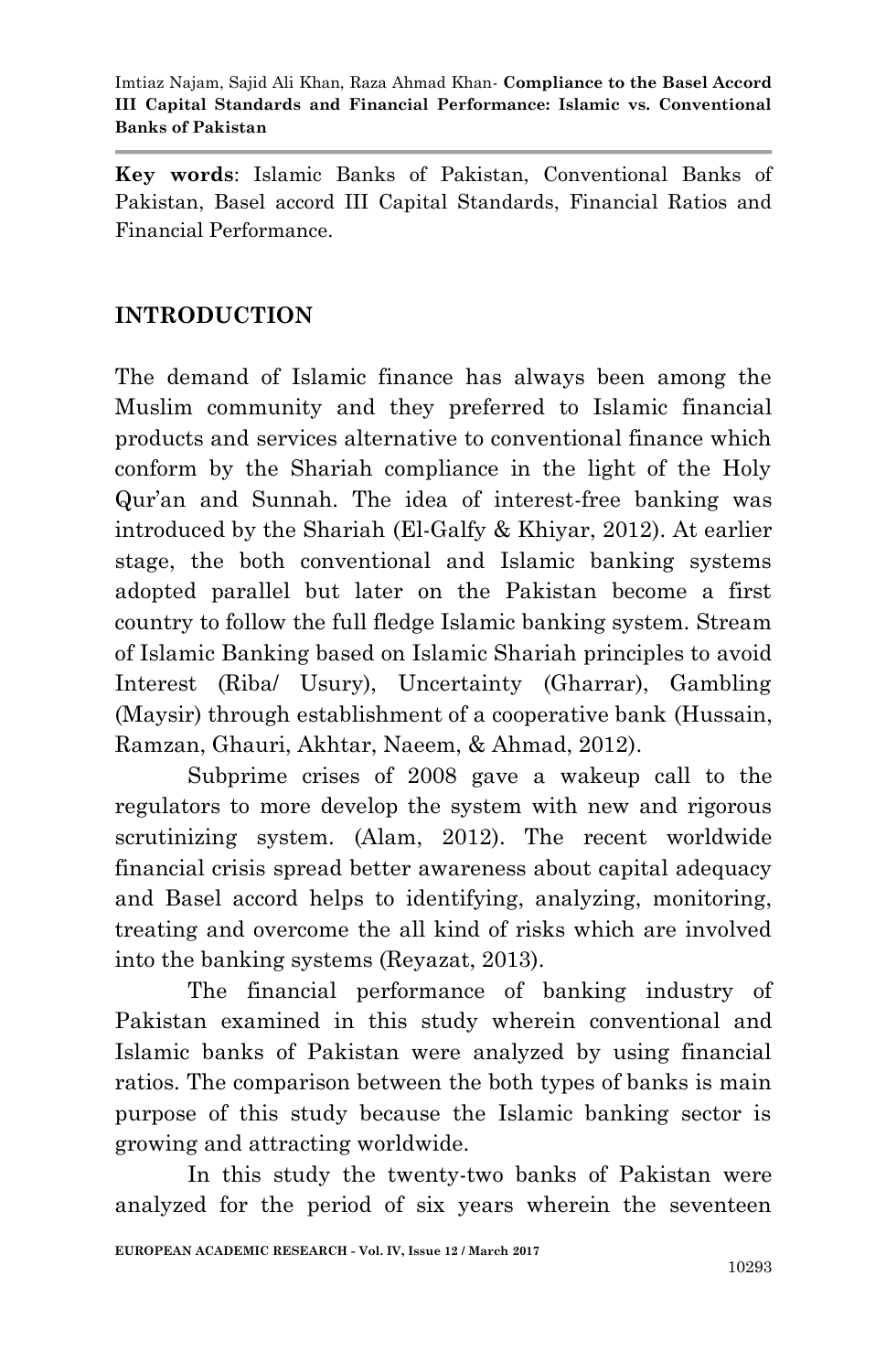**Key words**: Islamic Banks of Pakistan, Conventional Banks of Pakistan, Basel accord III Capital Standards, Financial Ratios and Financial Performance.

## INTRODUCTION

The demand of Islamic finance has always been among the Muslim community and they preferred to Islamic financial products and services alternative to conventional finance which conform by the Shariah compliance in the light of the Holy Qur'an and Sunnah. The idea of interest-free banking was introduced by the Shariah (El-Galfy & Khiyar, 2012). At earlier stage, the both conventional and Islamic banking systems adopted parallel but later on the Pakistan become a first country to follow the full fledge Islamic banking system. Stream of Islamic Banking based on Islamic Shariah principles to avoid Interest (Riba/ Usury), Uncertainty (Gharrar), Gambling (Maysir) through establishment of a cooperative bank (Hussain, Ramzan, Ghauri, Akhtar, Naeem, & Ahmad, 2012).

Subprime crises of 2008 gave a wakeup call to the regulators to more develop the system with new and rigorous scrutinizing system. (Alam, 2012). The recent worldwide financial crisis spread better awareness about capital adequacy and Basel accord helps to identifying, analyzing, monitoring, treating and overcome the all kind of risks which are involved into the banking systems (Reyazat, 2013).

The financial performance of banking industry of Pakistan examined in this study wherein conventional and Islamic banks of Pakistan were analyzed by using financial ratios. The comparison between the both types of banks is main purpose of this study because the Islamic banking sector is growing and attracting worldwide.

In this study the twenty-two banks of Pakistan were analyzed for the period of six years wherein the seventeen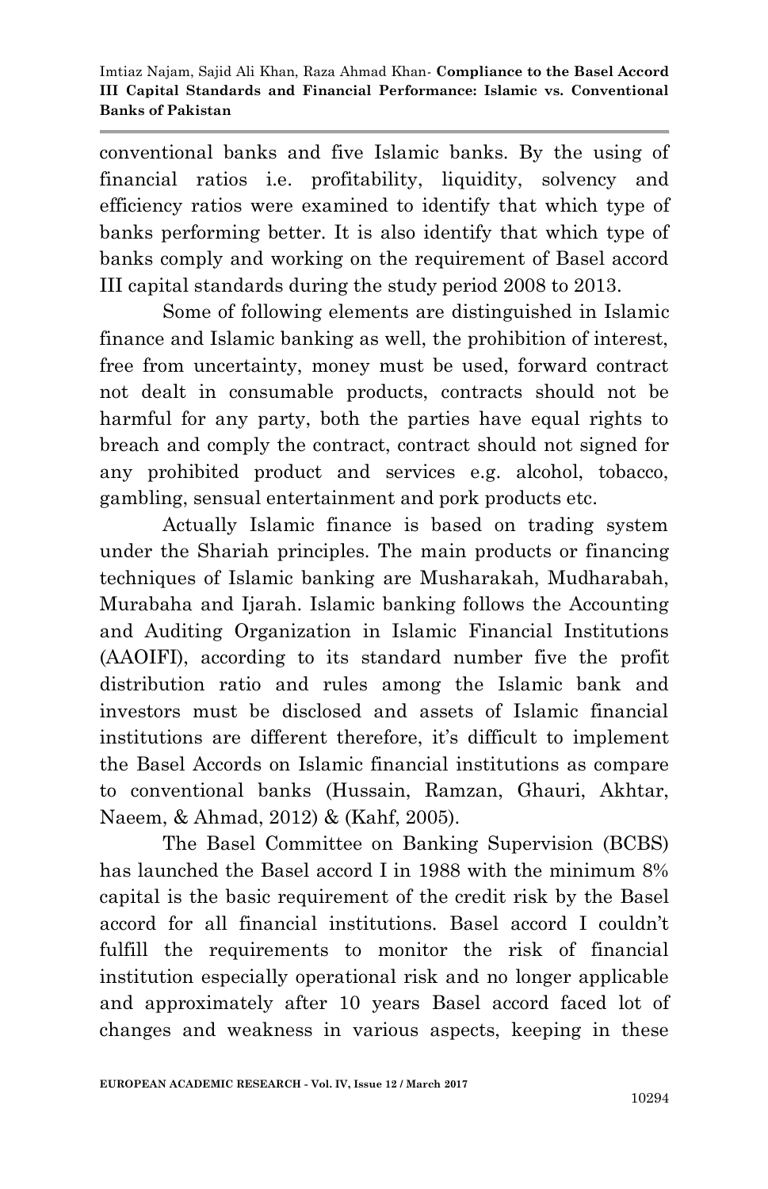conventional banks and five Islamic banks. By the using of financial ratios i.e. profitability, liquidity, solvency and efficiency ratios were examined to identify that which type of banks performing better. It is also identify that which type of banks comply and working on the requirement of Basel accord III capital standards during the study period 2008 to 2013.

Some of following elements are distinguished in Islamic finance and Islamic banking as well, the prohibition of interest, free from uncertainty, money must be used, forward contract not dealt in consumable products, contracts should not be harmful for any party, both the parties have equal rights to breach and comply the contract, contract should not signed for any prohibited product and services e.g. alcohol, tobacco, gambling, sensual entertainment and pork products etc.

Actually Islamic finance is based on trading system under the Shariah principles. The main products or financing techniques of Islamic banking are Musharakah, Mudharabah, Murabaha and Ijarah. Islamic banking follows the Accounting and Auditing Organization in Islamic Financial Institutions (AAOIFI), according to its standard number five the profit distribution ratio and rules among the Islamic bank and investors must be disclosed and assets of Islamic financial institutions are different therefore, it's difficult to implement the Basel Accords on Islamic financial institutions as compare to conventional banks (Hussain, Ramzan, Ghauri, Akhtar, Naeem, & Ahmad, 2012) & (Kahf, 2005).

The Basel Committee on Banking Supervision (BCBS) has launched the Basel accord I in 1988 with the minimum 8% capital is the basic requirement of the credit risk by the Basel accord for all financial institutions. Basel accord I couldn't fulfill the requirements to monitor the risk of financial institution especially operational risk and no longer applicable and approximately after 10 years Basel accord faced lot of changes and weakness in various aspects, keeping in these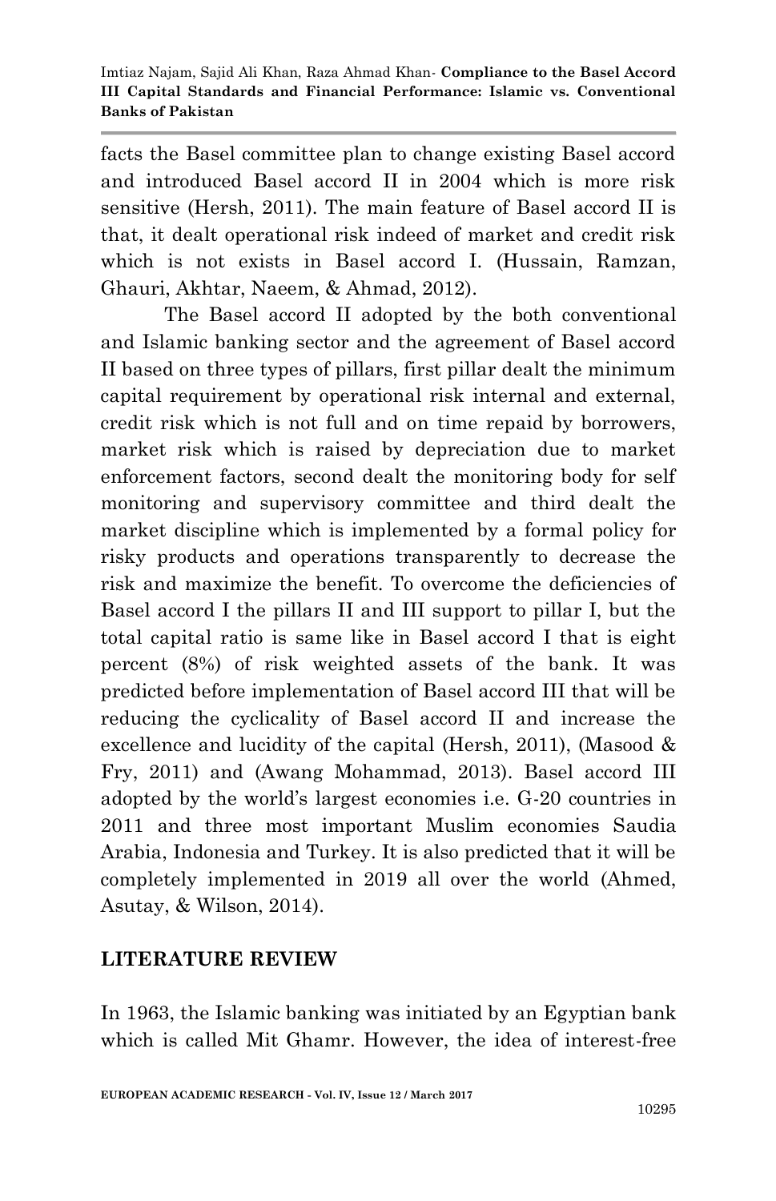facts the Basel committee plan to change existing Basel accord and introduced Basel accord II in 2004 which is more risk sensitive (Hersh, 2011). The main feature of Basel accord II is that, it dealt operational risk indeed of market and credit risk which is not exists in Basel accord I. (Hussain, Ramzan, Ghauri, Akhtar, Naeem, & Ahmad, 2012).

The Basel accord II adopted by the both conventional and Islamic banking sector and the agreement of Basel accord II based on three types of pillars, first pillar dealt the minimum capital requirement by operational risk internal and external, credit risk which is not full and on time repaid by borrowers, market risk which is raised by depreciation due to market enforcement factors, second dealt the monitoring body for self monitoring and supervisory committee and third dealt the market discipline which is implemented by a formal policy for risky products and operations transparently to decrease the risk and maximize the benefit. To overcome the deficiencies of Basel accord I the pillars II and III support to pillar I, but the total capital ratio is same like in Basel accord I that is eight percent (8%) of risk weighted assets of the bank. It was predicted before implementation of Basel accord III that will be reducing the cyclicality of Basel accord II and increase the excellence and lucidity of the capital (Hersh, 2011), (Masood & Fry, 2011) and (Awang Mohammad, 2013). Basel accord III adopted by the world's largest economies i.e. G-20 countries in 2011 and three most important Muslim economies Saudia Arabia, Indonesia and Turkey. It is also predicted that it will be completely implemented in 2019 all over the world (Ahmed, Asutay, & Wilson, 2014).

## LITERATURE REVIEW

In 1963, the Islamic banking was initiated by an Egyptian bank which is called Mit Ghamr. However, the idea of interest-free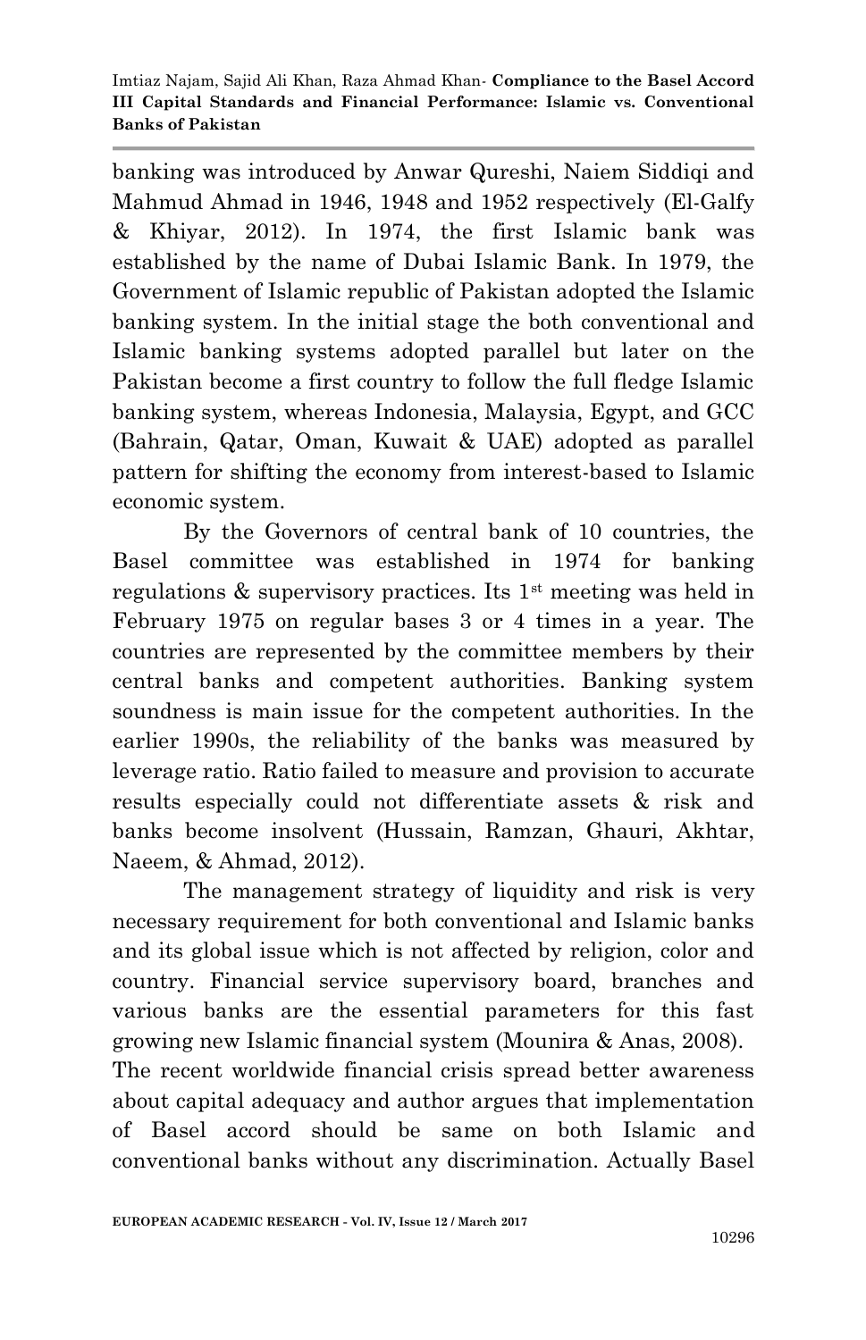banking was introduced by Anwar Qureshi, Naiem Siddiqi and Mahmud Ahmad in 1946, 1948 and 1952 respectively (El-Galfy & Khiyar, 2012). In 1974, the first Islamic bank was established by the name of Dubai Islamic Bank. In 1979, the Government of Islamic republic of Pakistan adopted the Islamic banking system. In the initial stage the both conventional and Islamic banking systems adopted parallel but later on the Pakistan become a first country to follow the full fledge Islamic banking system, whereas Indonesia, Malaysia, Egypt, and GCC (Bahrain, Qatar, Oman, Kuwait & UAE) adopted as parallel pattern for shifting the economy from interest-based to Islamic economic system.

By the Governors of central bank of 10 countries, the Basel committee was established in 1974 for banking regulations & supervisory practices. Its 1st meeting was held in February 1975 on regular bases 3 or 4 times in a year. The countries are represented by the committee members by their central banks and competent authorities. Banking system soundness is main issue for the competent authorities. In the earlier 1990s, the reliability of the banks was measured by leverage ratio. Ratio failed to measure and provision to accurate results especially could not differentiate assets & risk and banks become insolvent (Hussain, Ramzan, Ghauri, Akhtar, Naeem, & Ahmad, 2012).

The management strategy of liquidity and risk is very necessary requirement for both conventional and Islamic banks and its global issue which is not affected by religion, color and country. Financial service supervisory board, branches and various banks are the essential parameters for this fast growing new Islamic financial system (Mounira & Anas, 2008).

The recent worldwide financial crisis spread better awareness about capital adequacy and author argues that implementation of Basel accord should be same on both Islamic and conventional banks without any discrimination. Actually Basel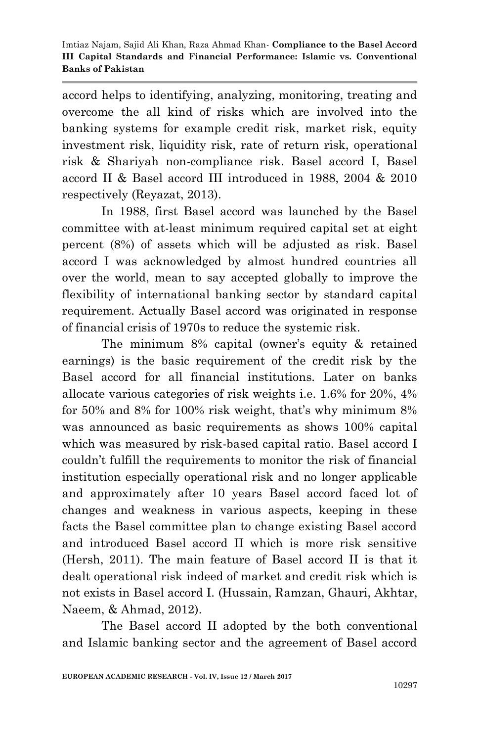accord helps to identifying, analyzing, monitoring, treating and overcome the all kind of risks which are involved into the banking systems for example credit risk, market risk, equity investment risk, liquidity risk, rate of return risk, operational risk & Shariyah non-compliance risk. Basel accord I, Basel accord II & Basel accord III introduced in 1988, 2004 & 2010 respectively (Reyazat, 2013).

In 1988, first Basel accord was launched by the Basel committee with at-least minimum required capital set at eight percent (8%) of assets which will be adjusted as risk. Basel accord I was acknowledged by almost hundred countries all over the world, mean to say accepted globally to improve the flexibility of international banking sector by standard capital requirement. Actually Basel accord was originated in response of financial crisis of 1970s to reduce the systemic risk.

The minimum 8% capital (owner's equity & retained earnings) is the basic requirement of the credit risk by the Basel accord for all financial institutions. Later on banks allocate various categories of risk weights i.e. 1.6% for 20%, 4% for 50% and 8% for 100% risk weight, that's why minimum 8% was announced as basic requirements as shows 100% capital which was measured by risk-based capital ratio. Basel accord I couldn't fulfill the requirements to monitor the risk of financial institution especially operational risk and no longer applicable and approximately after 10 years Basel accord faced lot of changes and weakness in various aspects, keeping in these facts the Basel committee plan to change existing Basel accord and introduced Basel accord II which is more risk sensitive (Hersh, 2011). The main feature of Basel accord II is that it dealt operational risk indeed of market and credit risk which is not exists in Basel accord I. (Hussain, Ramzan, Ghauri, Akhtar, Naeem, & Ahmad, 2012).

The Basel accord II adopted by the both conventional and Islamic banking sector and the agreement of Basel accord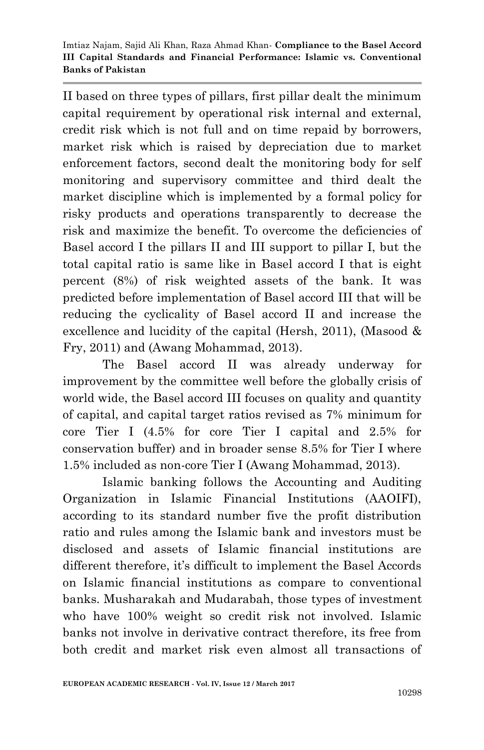II based on three types of pillars, first pillar dealt the minimum capital requirement by operational risk internal and external, credit risk which is not full and on time repaid by borrowers, market risk which is raised by depreciation due to market enforcement factors, second dealt the monitoring body for self monitoring and supervisory committee and third dealt the market discipline which is implemented by a formal policy for risky products and operations transparently to decrease the risk and maximize the benefit. To overcome the deficiencies of Basel accord I the pillars II and III support to pillar I, but the total capital ratio is same like in Basel accord I that is eight percent (8%) of risk weighted assets of the bank. It was predicted before implementation of Basel accord III that will be reducing the cyclicality of Basel accord II and increase the excellence and lucidity of the capital (Hersh, 2011), (Masood & Fry, 2011) and (Awang Mohammad, 2013).

The Basel accord II was already underway for improvement by the committee well before the globally crisis of world wide, the Basel accord III focuses on quality and quantity of capital, and capital target ratios revised as 7% minimum for core Tier I (4.5% for core Tier I capital and 2.5% for conservation buffer) and in broader sense 8.5% for Tier I where 1.5% included as non-core Tier I (Awang Mohammad, 2013).

Islamic banking follows the Accounting and Auditing Organization in Islamic Financial Institutions (AAOIFI), according to its standard number five the profit distribution ratio and rules among the Islamic bank and investors must be disclosed and assets of Islamic financial institutions are different therefore, it's difficult to implement the Basel Accords on Islamic financial institutions as compare to conventional banks. Musharakah and Mudarabah, those types of investment who have 100% weight so credit risk not involved. Islamic banks not involve in derivative contract therefore, its free from both credit and market risk even almost all transactions of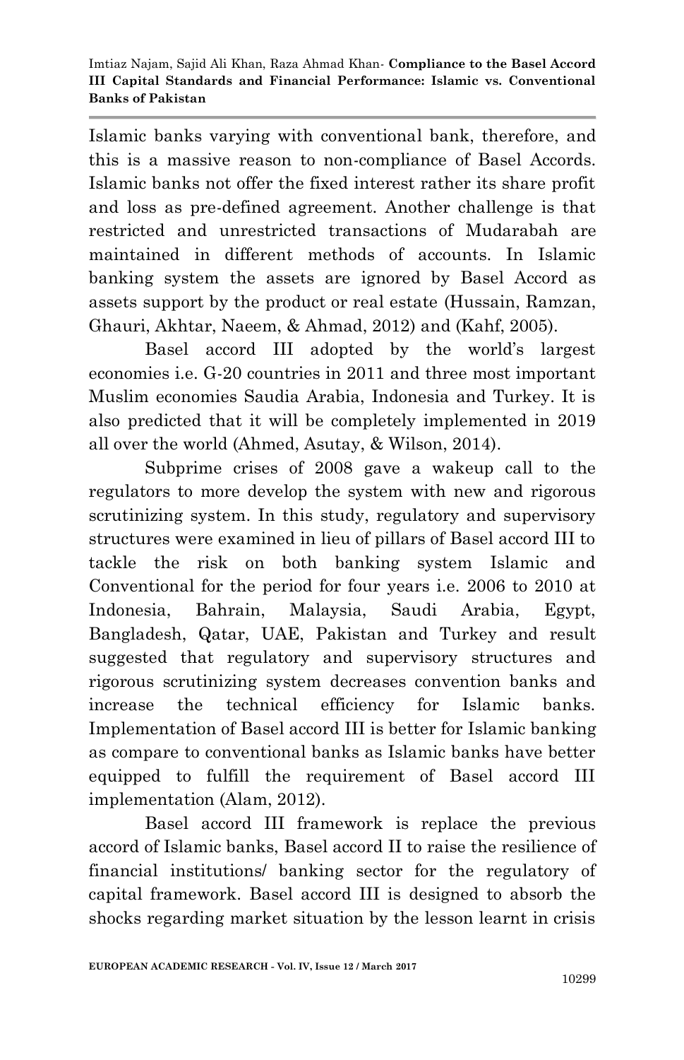Islamic banks varying with conventional bank, therefore, and this is a massive reason to non-compliance of Basel Accords. Islamic banks not offer the fixed interest rather its share profit and loss as pre-defined agreement. Another challenge is that restricted and unrestricted transactions of Mudarabah are maintained in different methods of accounts. In Islamic banking system the assets are ignored by Basel Accord as assets support by the product or real estate (Hussain, Ramzan, Ghauri, Akhtar, Naeem, & Ahmad, 2012) and (Kahf, 2005).

Basel accord III adopted by the world's largest economies i.e. G-20 countries in 2011 and three most important Muslim economies Saudia Arabia, Indonesia and Turkey. It is also predicted that it will be completely implemented in 2019 all over the world (Ahmed, Asutay, & Wilson, 2014).

Subprime crises of 2008 gave a wakeup call to the regulators to more develop the system with new and rigorous scrutinizing system. In this study, regulatory and supervisory structures were examined in lieu of pillars of Basel accord III to tackle the risk on both banking system Islamic and Conventional for the period for four years i.e. 2006 to 2010 at Indonesia, Bahrain, Malaysia, Saudi Arabia, Egypt, Bangladesh, Qatar, UAE, Pakistan and Turkey and result suggested that regulatory and supervisory structures and rigorous scrutinizing system decreases convention banks and increase the technical efficiency for Islamic banks. Implementation of Basel accord III is better for Islamic banking as compare to conventional banks as Islamic banks have better equipped to fulfill the requirement of Basel accord III implementation (Alam, 2012).

Basel accord III framework is replace the previous accord of Islamic banks, Basel accord II to raise the resilience of financial institutions/ banking sector for the regulatory of capital framework. Basel accord III is designed to absorb the shocks regarding market situation by the lesson learnt in crisis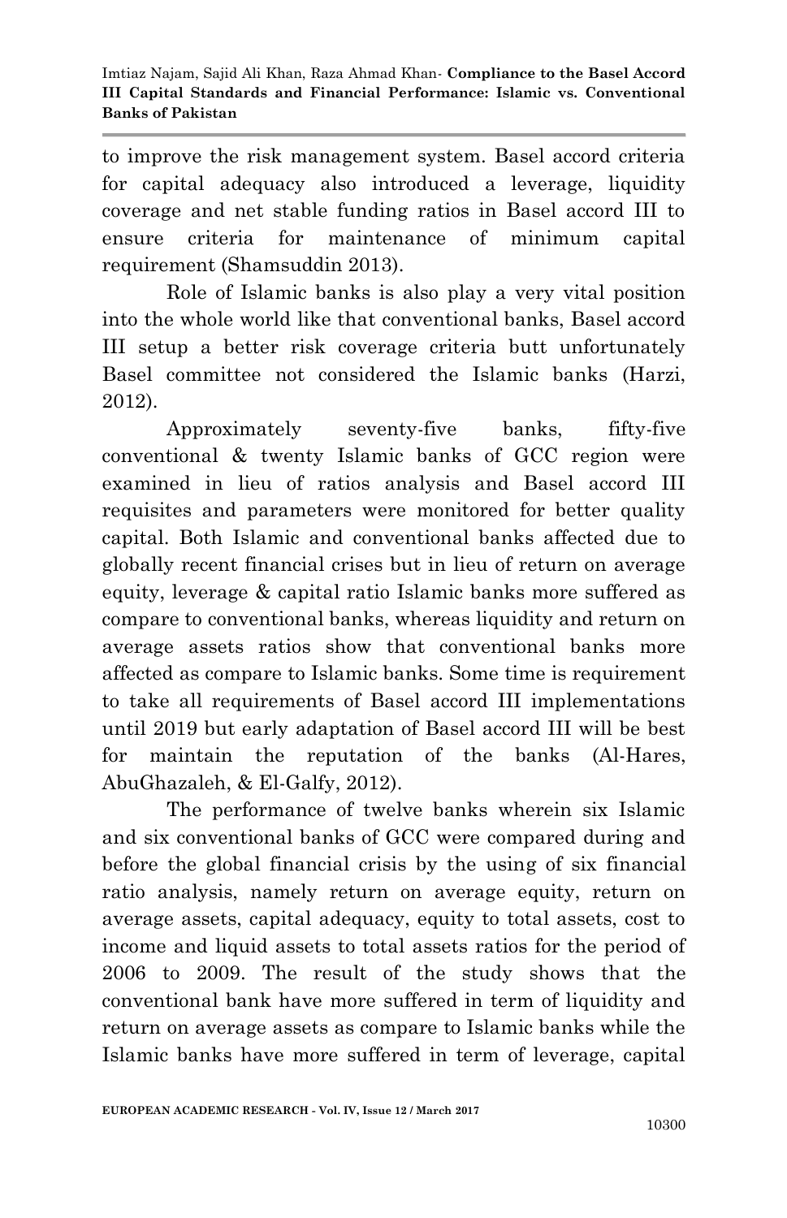to improve the risk management system. Basel accord criteria for capital adequacy also introduced a leverage, liquidity coverage and net stable funding ratios in Basel accord III to ensure criteria for maintenance of minimum capital requirement (Shamsuddin 2013).

Role of Islamic banks is also play a very vital position into the whole world like that conventional banks, Basel accord III setup a better risk coverage criteria butt unfortunately Basel committee not considered the Islamic banks (Harzi, 2012).

Approximately seventy-five banks, fifty-five conventional & twenty Islamic banks of GCC region were examined in lieu of ratios analysis and Basel accord III requisites and parameters were monitored for better quality capital. Both Islamic and conventional banks affected due to globally recent financial crises but in lieu of return on average equity, leverage & capital ratio Islamic banks more suffered as compare to conventional banks, whereas liquidity and return on average assets ratios show that conventional banks more affected as compare to Islamic banks. Some time is requirement to take all requirements of Basel accord III implementations until 2019 but early adaptation of Basel accord III will be best for maintain the reputation of the banks (Al-Hares, AbuGhazaleh, & El-Galfy, 2012).

The performance of twelve banks wherein six Islamic and six conventional banks of GCC were compared during and before the global financial crisis by the using of six financial ratio analysis, namely return on average equity, return on average assets, capital adequacy, equity to total assets, cost to income and liquid assets to total assets ratios for the period of 2006 to 2009. The result of the study shows that the conventional bank have more suffered in term of liquidity and return on average assets as compare to Islamic banks while the Islamic banks have more suffered in term of leverage, capital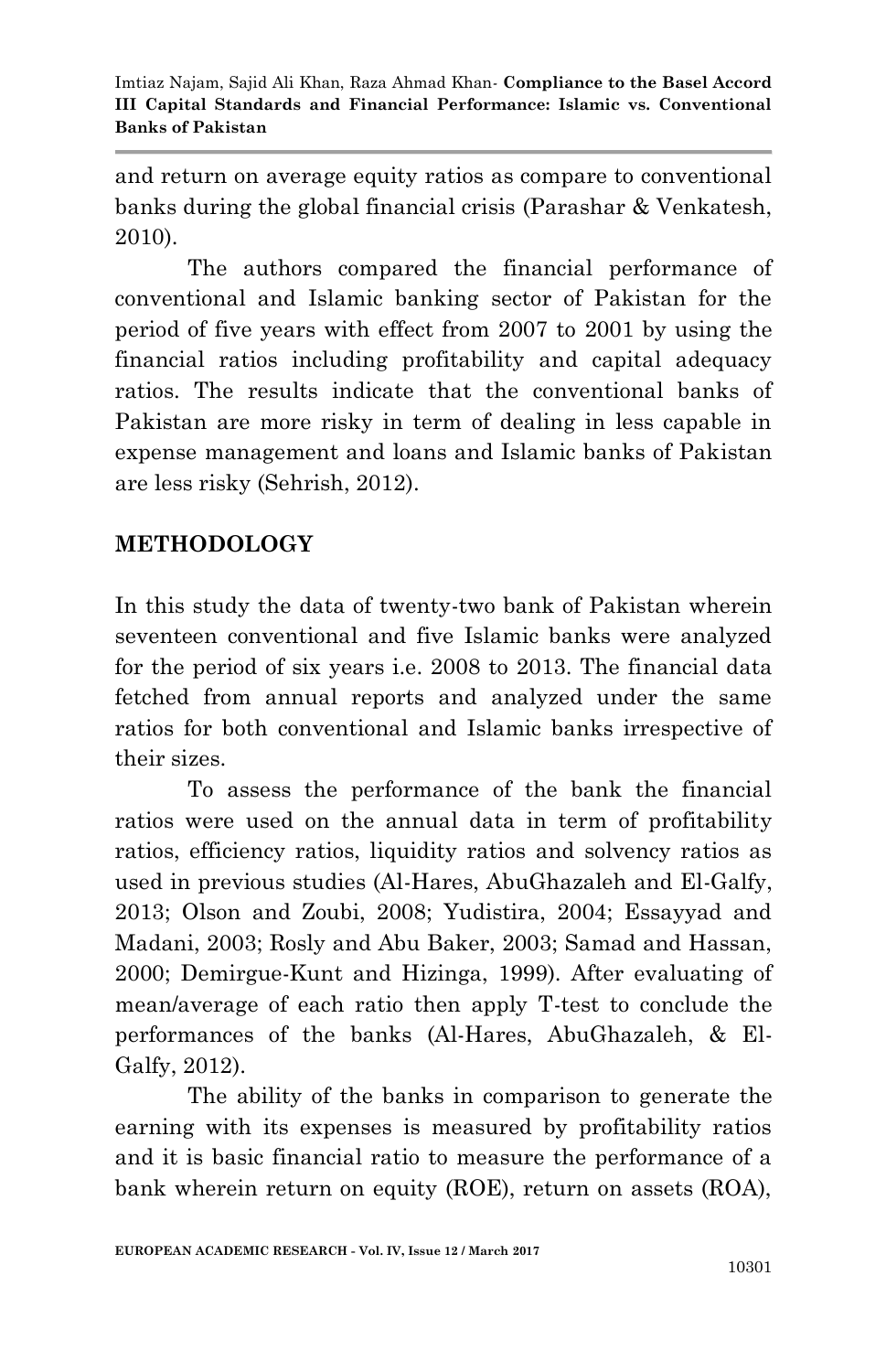and return on average equity ratios as compare to conventional banks during the global financial crisis (Parashar & Venkatesh, 2010).

The authors compared the financial performance of conventional and Islamic banking sector of Pakistan for the period of five years with effect from 2007 to 2001 by using the financial ratios including profitability and capital adequacy ratios. The results indicate that the conventional banks of Pakistan are more risky in term of dealing in less capable in expense management and loans and Islamic banks of Pakistan are less risky (Sehrish, 2012).

## METHODOLOGY

In this study the data of twenty-two bank of Pakistan wherein seventeen conventional and five Islamic banks were analyzed for the period of six years i.e. 2008 to 2013. The financial data fetched from annual reports and analyzed under the same ratios for both conventional and Islamic banks irrespective of their sizes.

To assess the performance of the bank the financial ratios were used on the annual data in term of profitability ratios, efficiency ratios, liquidity ratios and solvency ratios as used in previous studies (Al-Hares, AbuGhazaleh and El-Galfy, 2013; Olson and Zoubi, 2008; Yudistira, 2004; Essayyad and Madani, 2003; Rosly and Abu Baker, 2003; Samad and Hassan, 2000; Demirgue-Kunt and Hizinga, 1999). After evaluating of mean/average of each ratio then apply T-test to conclude the performances of the banks (Al-Hares, AbuGhazaleh, & El-Galfy, 2012).

The ability of the banks in comparison to generate the earning with its expenses is measured by profitability ratios and it is basic financial ratio to measure the performance of a bank wherein return on equity (ROE), return on assets (ROA),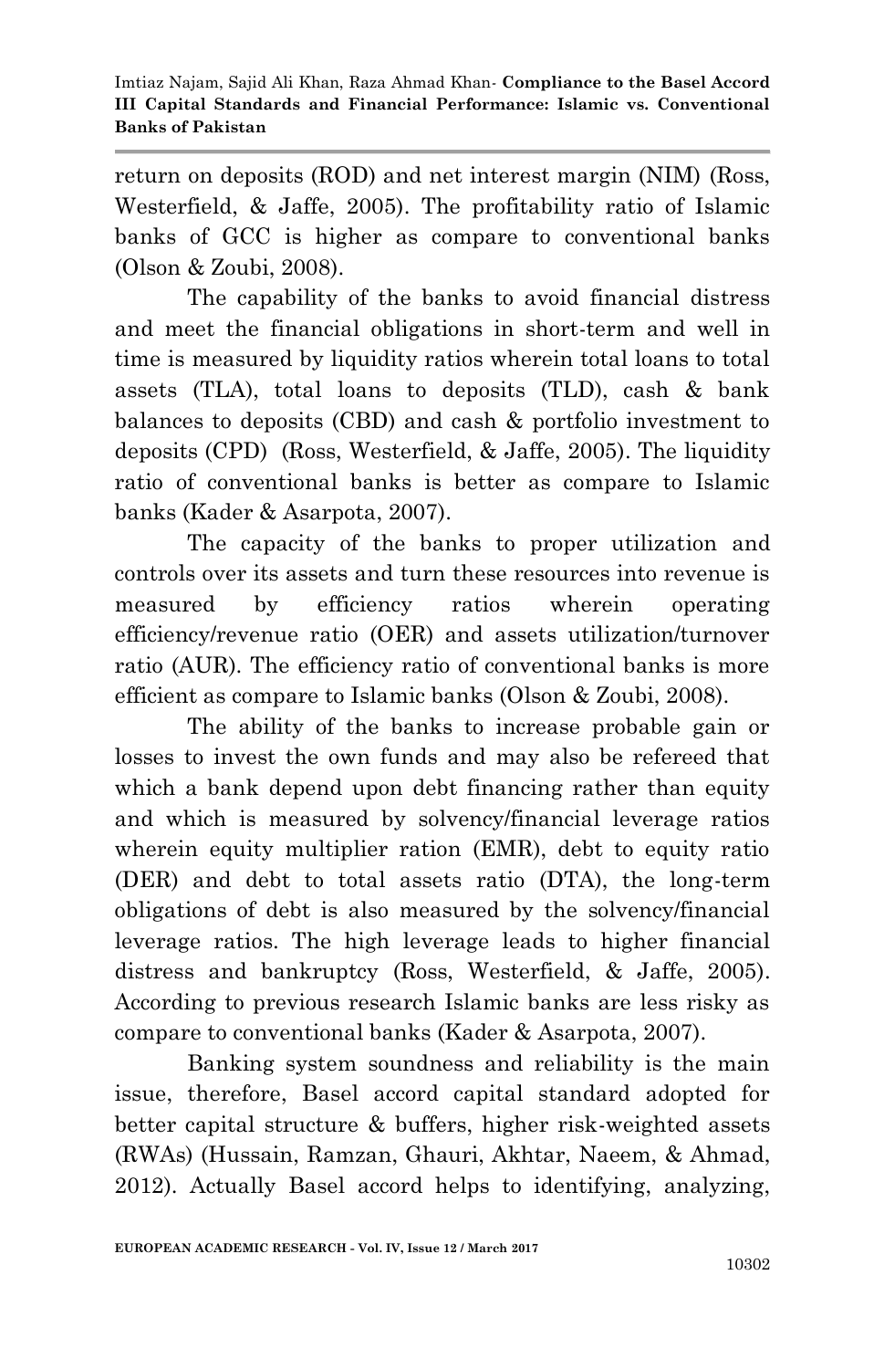return on deposits (ROD) and net interest margin (NIM) (Ross, Westerfield, & Jaffe, 2005). The profitability ratio of Islamic banks of GCC is higher as compare to conventional banks (Olson & Zoubi, 2008).

The capability of the banks to avoid financial distress and meet the financial obligations in short-term and well in time is measured by liquidity ratios wherein total loans to total assets (TLA), total loans to deposits (TLD), cash & bank balances to deposits (CBD) and cash & portfolio investment to deposits (CPD) (Ross, Westerfield, & Jaffe, 2005). The liquidity ratio of conventional banks is better as compare to Islamic banks (Kader & Asarpota, 2007).

The capacity of the banks to proper utilization and controls over its assets and turn these resources into revenue is measured by efficiency ratios wherein operating efficiency/revenue ratio (OER) and assets utilization/turnover ratio (AUR). The efficiency ratio of conventional banks is more efficient as compare to Islamic banks (Olson & Zoubi, 2008).

The ability of the banks to increase probable gain or losses to invest the own funds and may also be refereed that which a bank depend upon debt financing rather than equity and which is measured by solvency/financial leverage ratios wherein equity multiplier ration (EMR), debt to equity ratio (DER) and debt to total assets ratio (DTA), the long-term obligations of debt is also measured by the solvency/financial leverage ratios. The high leverage leads to higher financial distress and bankruptcy (Ross, Westerfield, & Jaffe, 2005). According to previous research Islamic banks are less risky as compare to conventional banks (Kader & Asarpota, 2007).

Banking system soundness and reliability is the main issue, therefore, Basel accord capital standard adopted for better capital structure & buffers, higher risk-weighted assets (RWAs) (Hussain, Ramzan, Ghauri, Akhtar, Naeem, & Ahmad, 2012). Actually Basel accord helps to identifying, analyzing,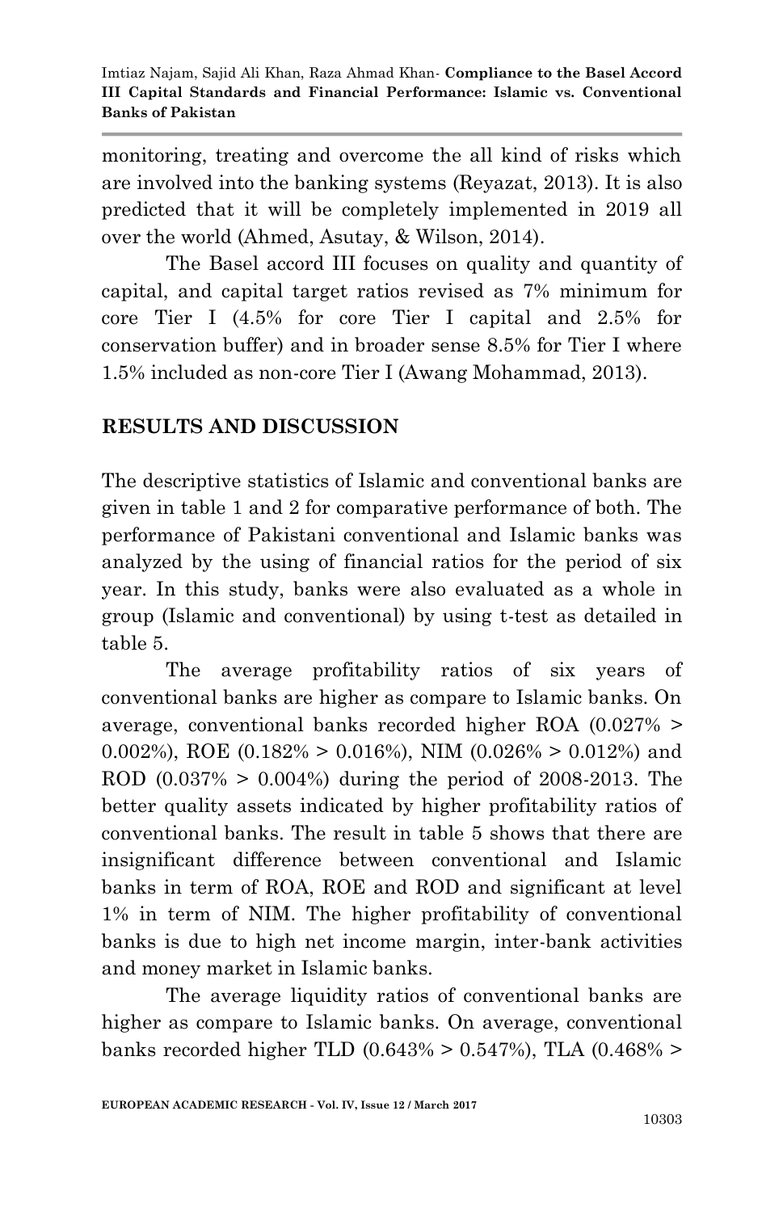monitoring, treating and overcome the all kind of risks which are involved into the banking systems (Reyazat, 2013). It is also predicted that it will be completely implemented in 2019 all over the world (Ahmed, Asutay, & Wilson, 2014).

The Basel accord III focuses on quality and quantity of capital, and capital target ratios revised as 7% minimum for core Tier I (4.5% for core Tier I capital and 2.5% for conservation buffer) and in broader sense 8.5% for Tier I where 1.5% included as non-core Tier I (Awang Mohammad, 2013).

## RESULTS AND DISCUSSION

The descriptive statistics of Islamic and conventional banks are given in table 1 and 2 for comparative performance of both. The performance of Pakistani conventional and Islamic banks was analyzed by the using of financial ratios for the period of six year. In this study, banks were also evaluated as a whole in group (Islamic and conventional) by using t-test as detailed in table 5.

The average profitability ratios of six years of conventional banks are higher as compare to Islamic banks. On average, conventional banks recorded higher ROA (0.027% > 0.002%), ROE (0.182% > 0.016%), NIM (0.026% > 0.012%) and ROD (0.037% > 0.004%) during the period of 2008-2013. The better quality assets indicated by higher profitability ratios of conventional banks. The result in table 5 shows that there are insignificant difference between conventional and Islamic banks in term of ROA, ROE and ROD and significant at level 1% in term of NIM. The higher profitability of conventional banks is due to high net income margin, inter-bank activities and money market in Islamic banks.

The average liquidity ratios of conventional banks are higher as compare to Islamic banks. On average, conventional banks recorded higher TLD (0.643% > 0.547%), TLA (0.468% >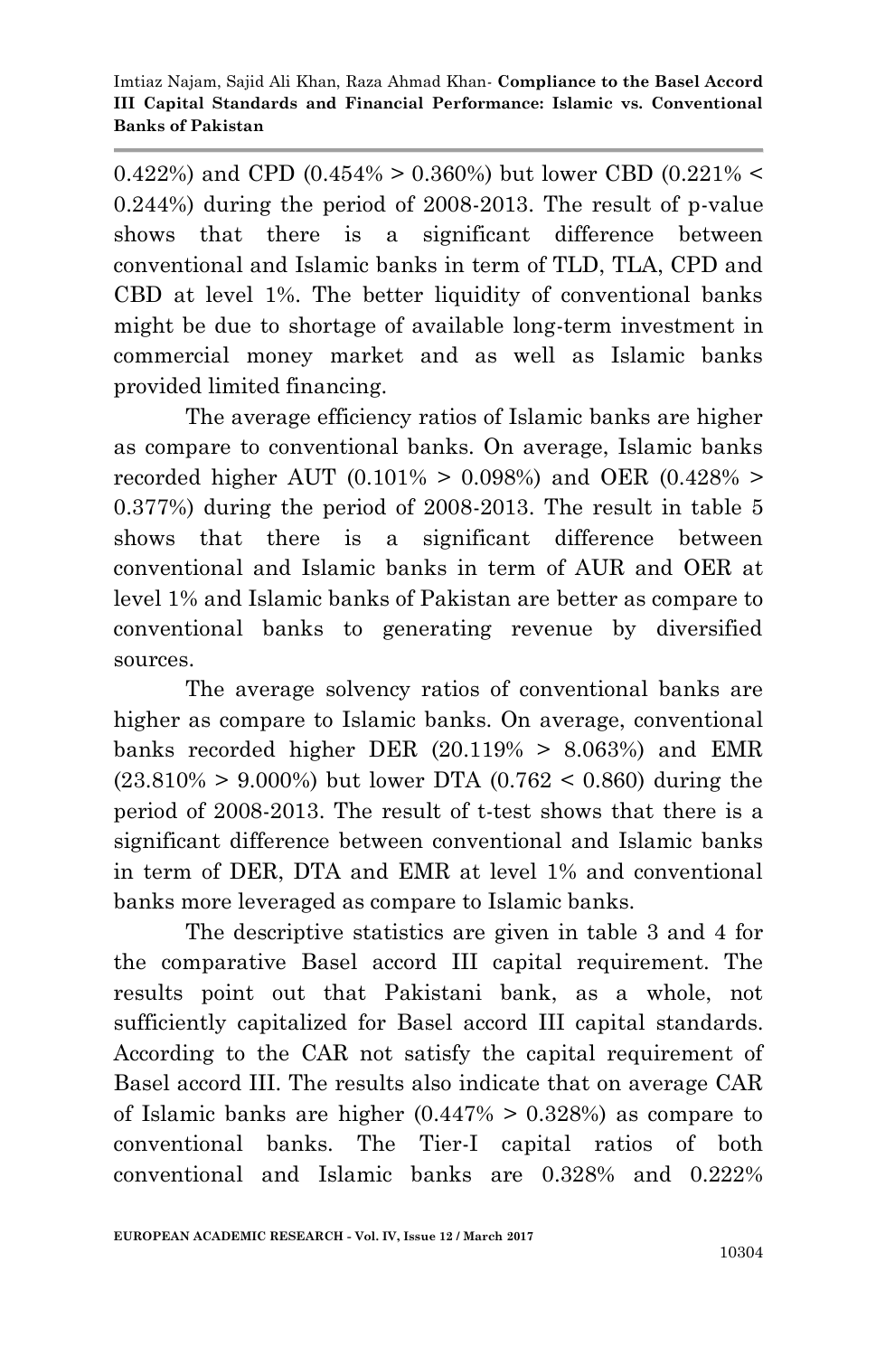0.422%) and CPD (0.454% > 0.360%) but lower CBD (0.221% < 0.244%) during the period of 2008-2013. The result of p-value shows that there is a significant difference between conventional and Islamic banks in term of TLD, TLA, CPD and CBD at level 1%. The better liquidity of conventional banks might be due to shortage of available long-term investment in commercial money market and as well as Islamic banks provided limited financing.

The average efficiency ratios of Islamic banks are higher as compare to conventional banks. On average, Islamic banks recorded higher AUT (0.101% > 0.098%) and OER (0.428% > 0.377%) during the period of 2008-2013. The result in table 5 shows that there is a significant difference between conventional and Islamic banks in term of AUR and OER at level 1% and Islamic banks of Pakistan are better as compare to conventional banks to generating revenue by diversified sources.

The average solvency ratios of conventional banks are higher as compare to Islamic banks. On average, conventional banks recorded higher DER (20.119% > 8.063%) and EMR (23.810% > 9.000%) but lower DTA (0.762 < 0.860) during the period of 2008-2013. The result of t-test shows that there is a significant difference between conventional and Islamic banks in term of DER, DTA and EMR at level 1% and conventional banks more leveraged as compare to Islamic banks.

The descriptive statistics are given in table 3 and 4 for the comparative Basel accord III capital requirement. The results point out that Pakistani bank, as a whole, not sufficiently capitalized for Basel accord III capital standards. According to the CAR not satisfy the capital requirement of Basel accord III. The results also indicate that on average CAR of Islamic banks are higher (0.447% > 0.328%) as compare to conventional banks. The Tier-I capital ratios of both conventional and Islamic banks are 0.328% and 0.222%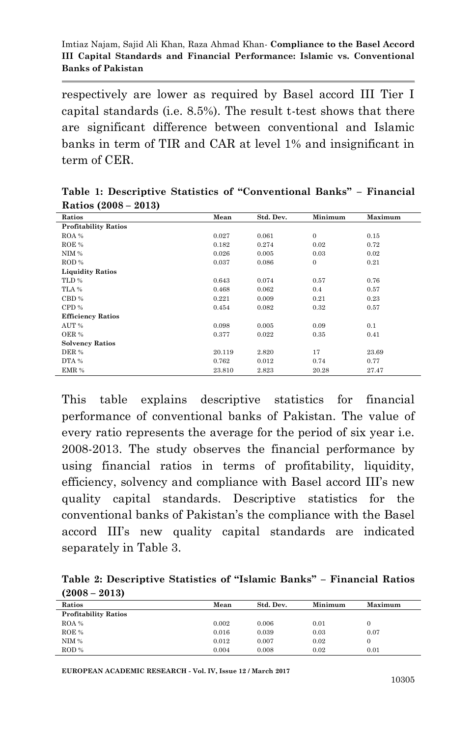respectively are lower as required by Basel accord III Tier I capital standards (i.e. 8.5%). The result t-test shows that there are significant difference between conventional and Islamic banks in term of TIR and CAR at level 1% and insignificant in term of CER.

**Table 1: Descriptive Statistics of "Conventional Banks" – Financial Ratios (2008 – 2013)**

| Ratios | Mean | Std. Dev. | Minimum | Maximum |
|---|---|---|---|---|
| **Profitability Ratios** | | | | |
| ROA % | 0.027 | 0.061 | 0 | 0.15 |
| ROE % | 0.182 | 0.274 | 0.02 | 0.72 |
| NIM % | 0.026 | 0.005 | 0.03 | 0.02 |
| ROD % | 0.037 | 0.086 | 0 | 0.21 |
| **Liquidity Ratios** | | | | |
| TLD % | 0.643 | 0.074 | 0.57 | 0.76 |
| TLA % | 0.468 | 0.062 | 0.4 | 0.57 |
| CBD % | 0.221 | 0.009 | 0.21 | 0.23 |
| CPD % | 0.454 | 0.082 | 0.32 | 0.57 |
| **Efficiency Ratios** | | | | |
| AUT % | 0.098 | 0.005 | 0.09 | 0.1 |
| OER % | 0.377 | 0.022 | 0.35 | 0.41 |
| **Solvency Ratios** | | | | |
| DER % | 20.119 | 2.820 | 17 | 23.69 |
| DTA % | 0.762 | 0.012 | 0.74 | 0.77 |
| EMR % | 23.810 | 2.823 | 20.28 | 27.47 |

This table explains descriptive statistics for financial performance of conventional banks of Pakistan. The value of every ratio represents the average for the period of six year i.e. 2008-2013. The study observes the financial performance by using financial ratios in terms of profitability, liquidity, efficiency, solvency and compliance with Basel accord III's new quality capital standards. Descriptive statistics for the conventional banks of Pakistan's the compliance with the Basel accord III's new quality capital standards are indicated separately in Table 3.

**Table 2: Descriptive Statistics of "Islamic Banks" – Financial Ratios (2008 – 2013)**

| Ratios | Mean | Std. Dev. | Minimum | Maximum |
|---|---|---|---|---|
| **Profitability Ratios** | | | | |
| ROA % | 0.002 | 0.006 | 0.01 | 0 |
| ROE % | 0.016 | 0.039 | 0.03 | 0.07 |
| NIM % | 0.012 | 0.007 | 0.02 | 0 |
| ROD % | 0.004 | 0.008 | 0.02 | 0.01 |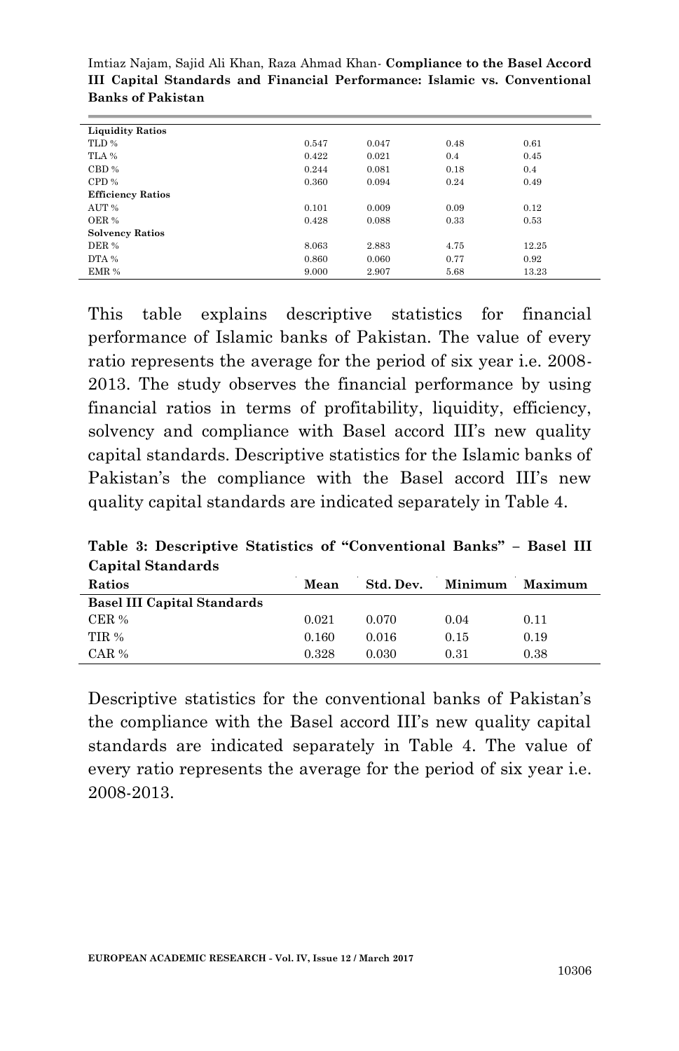| | | | | |
|---|---|---|---|---|
| **Liquidity Ratios** | | | | |
| TLD % | 0.547 | 0.047 | 0.48 | 0.61 |
| TLA % | 0.422 | 0.021 | 0.4 | 0.45 |
| CBD % | 0.244 | 0.081 | 0.18 | 0.4 |
| CPD % | 0.360 | 0.094 | 0.24 | 0.49 |
| **Efficiency Ratios** | | | | |
| AUT % | 0.101 | 0.009 | 0.09 | 0.12 |
| OER % | 0.428 | 0.088 | 0.33 | 0.53 |
| **Solvency Ratios** | | | | |
| DER % | 8.063 | 2.883 | 4.75 | 12.25 |
| DTA % | 0.860 | 0.060 | 0.77 | 0.92 |
| EMR % | 9.000 | 2.907 | 5.68 | 13.23 |

This table explains descriptive statistics for financial performance of Islamic banks of Pakistan. The value of every ratio represents the average for the period of six year i.e. 2008-2013. The study observes the financial performance by using financial ratios in terms of profitability, liquidity, efficiency, solvency and compliance with Basel accord III's new quality capital standards. Descriptive statistics for the Islamic banks of Pakistan's the compliance with the Basel accord III's new quality capital standards are indicated separately in Table 4.

**Table 3: Descriptive Statistics of "Conventional Banks" – Basel III Capital Standards**

| Ratios | Mean | Std. Dev. | Minimum | Maximum |
|---|---|---|---|---|
| **Basel III Capital Standards** | | | | |
| CER % | 0.021 | 0.070 | 0.04 | 0.11 |
| TIR % | 0.160 | 0.016 | 0.15 | 0.19 |
| CAR % | 0.328 | 0.030 | 0.31 | 0.38 |

Descriptive statistics for the conventional banks of Pakistan's the compliance with the Basel accord III's new quality capital standards are indicated separately in Table 4. The value of every ratio represents the average for the period of six year i.e. 2008-2013.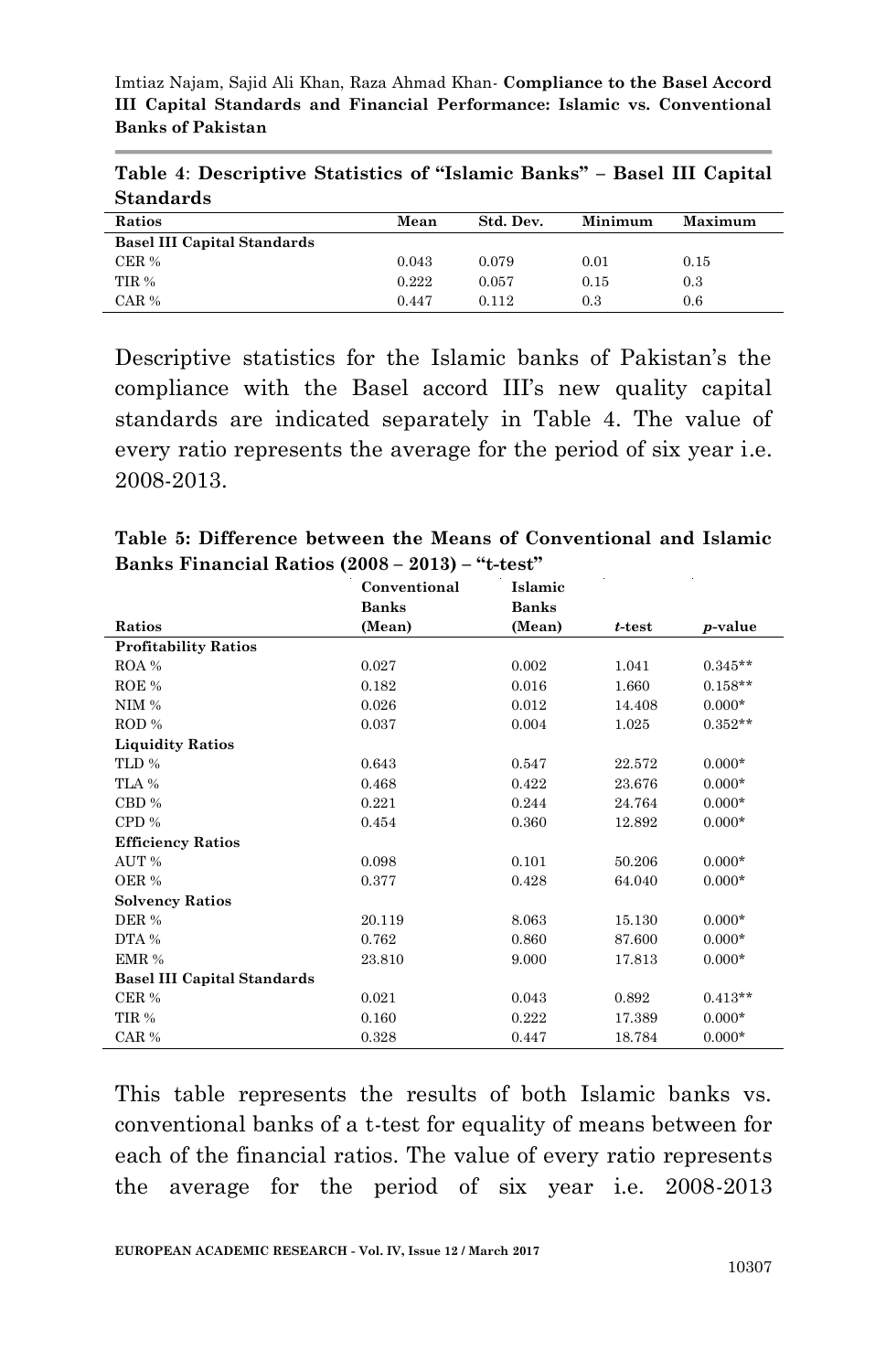**Table 4**: **Descriptive Statistics of "Islamic Banks" – Basel III Capital Standards**

| Ratios | Mean | Std. Dev. | Minimum | Maximum |
|---|---|---|---|---|
| **Basel III Capital Standards** | | | | |
| CER % | 0.043 | 0.079 | 0.01 | 0.15 |
| TIR % | 0.222 | 0.057 | 0.15 | 0.3 |
| CAR % | 0.447 | 0.112 | 0.3 | 0.6 |

Descriptive statistics for the Islamic banks of Pakistan's the compliance with the Basel accord III's new quality capital standards are indicated separately in Table 4. The value of every ratio represents the average for the period of six year i.e. 2008-2013.

**Table 5: Difference between the Means of Conventional and Islamic Banks Financial Ratios (2008 – 2013) – "t-test"**

| Ratios | Conventional Banks (Mean) | Islamic Banks (Mean) | *t*-test | *p*-value |
|---|---|---|---|---|
| **Profitability Ratios** | | | | |
| ROA % | 0.027 | 0.002 | 1.041 | 0.345** |
| ROE % | 0.182 | 0.016 | 1.660 | 0.158** |
| NIM % | 0.026 | 0.012 | 14.408 | 0.000* |
| ROD % | 0.037 | 0.004 | 1.025 | 0.352** |
| **Liquidity Ratios** | | | | |
| TLD % | 0.643 | 0.547 | 22.572 | 0.000* |
| TLA % | 0.468 | 0.422 | 23.676 | 0.000* |
| CBD % | 0.221 | 0.244 | 24.764 | 0.000* |
| CPD % | 0.454 | 0.360 | 12.892 | 0.000* |
| **Efficiency Ratios** | | | | |
| AUT % | 0.098 | 0.101 | 50.206 | 0.000* |
| OER % | 0.377 | 0.428 | 64.040 | 0.000* |
| **Solvency Ratios** | | | | |
| DER % | 20.119 | 8.063 | 15.130 | 0.000* |
| DTA % | 0.762 | 0.860 | 87.600 | 0.000* |
| EMR % | 23.810 | 9.000 | 17.813 | 0.000* |
| **Basel III Capital Standards** | | | | |
| CER % | 0.021 | 0.043 | 0.892 | 0.413** |
| TIR % | 0.160 | 0.222 | 17.389 | 0.000* |
| CAR % | 0.328 | 0.447 | 18.784 | 0.000* |

This table represents the results of both Islamic banks vs. conventional banks of a t-test for equality of means between for each of the financial ratios. The value of every ratio represents the average for the period of six year i.e. 2008-2013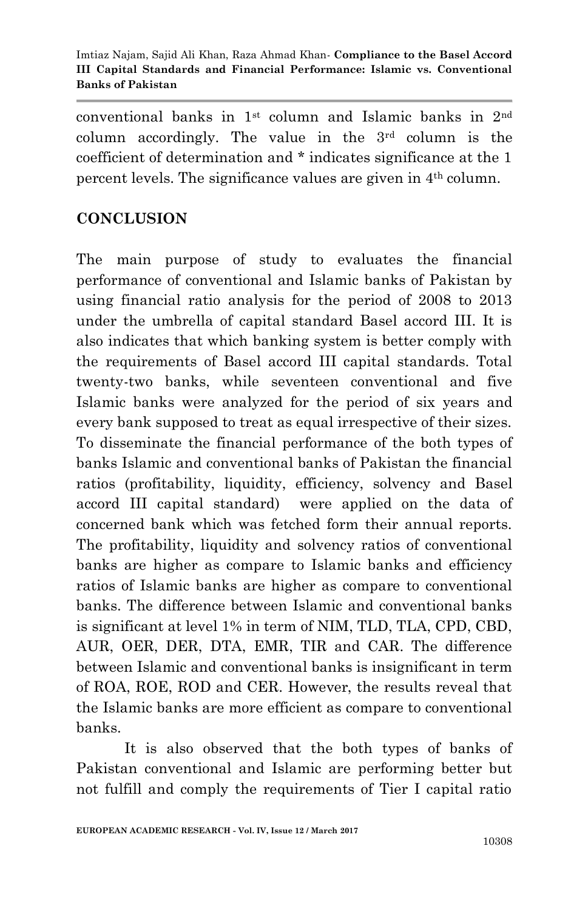conventional banks in 1st column and Islamic banks in 2nd column accordingly. The value in the 3rd column is the coefficient of determination and * indicates significance at the 1 percent levels. The significance values are given in 4th column.

## CONCLUSION

The main purpose of study to evaluates the financial performance of conventional and Islamic banks of Pakistan by using financial ratio analysis for the period of 2008 to 2013 under the umbrella of capital standard Basel accord III. It is also indicates that which banking system is better comply with the requirements of Basel accord III capital standards. Total twenty-two banks, while seventeen conventional and five Islamic banks were analyzed for the period of six years and every bank supposed to treat as equal irrespective of their sizes. To disseminate the financial performance of the both types of banks Islamic and conventional banks of Pakistan the financial ratios (profitability, liquidity, efficiency, solvency and Basel accord III capital standard) were applied on the data of concerned bank which was fetched form their annual reports. The profitability, liquidity and solvency ratios of conventional banks are higher as compare to Islamic banks and efficiency ratios of Islamic banks are higher as compare to conventional banks. The difference between Islamic and conventional banks is significant at level 1% in term of NIM, TLD, TLA, CPD, CBD, AUR, OER, DER, DTA, EMR, TIR and CAR. The difference between Islamic and conventional banks is insignificant in term of ROA, ROE, ROD and CER. However, the results reveal that the Islamic banks are more efficient as compare to conventional banks.

It is also observed that the both types of banks of Pakistan conventional and Islamic are performing better but not fulfill and comply the requirements of Tier I capital ratio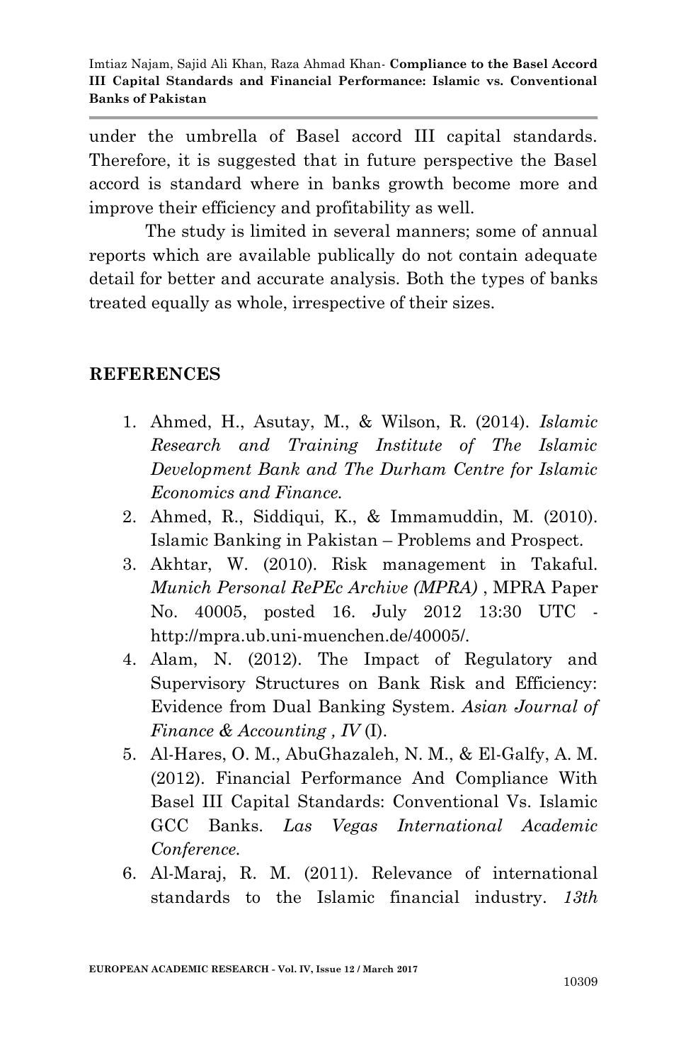under the umbrella of Basel accord III capital standards. Therefore, it is suggested that in future perspective the Basel accord is standard where in banks growth become more and improve their efficiency and profitability as well.

The study is limited in several manners; some of annual reports which are available publically do not contain adequate detail for better and accurate analysis. Both the types of banks treated equally as whole, irrespective of their sizes.

## REFERENCES

1. Ahmed, H., Asutay, M., & Wilson, R. (2014). *Islamic Research and Training Institute of The Islamic Development Bank and The Durham Centre for Islamic Economics and Finance.*
2. Ahmed, R., Siddiqui, K., & Immamuddin, M. (2010). Islamic Banking in Pakistan – Problems and Prospect.
3. Akhtar, W. (2010). Risk management in Takaful. *Munich Personal RePEc Archive (MPRA)* , MPRA Paper No. 40005, posted 16. July 2012 13:30 UTC - http://mpra.ub.uni-muenchen.de/40005/.
4. Alam, N. (2012). The Impact of Regulatory and Supervisory Structures on Bank Risk and Efficiency: Evidence from Dual Banking System. *Asian Journal of Finance & Accounting , IV* (I).
5. Al-Hares, O. M., AbuGhazaleh, N. M., & El-Galfy, A. M. (2012). Financial Performance And Compliance With Basel III Capital Standards: Conventional Vs. Islamic GCC Banks. *Las Vegas International Academic Conference.*
6. Al-Maraj, R. M. (2011). Relevance of international standards to the Islamic financial industry. *13th*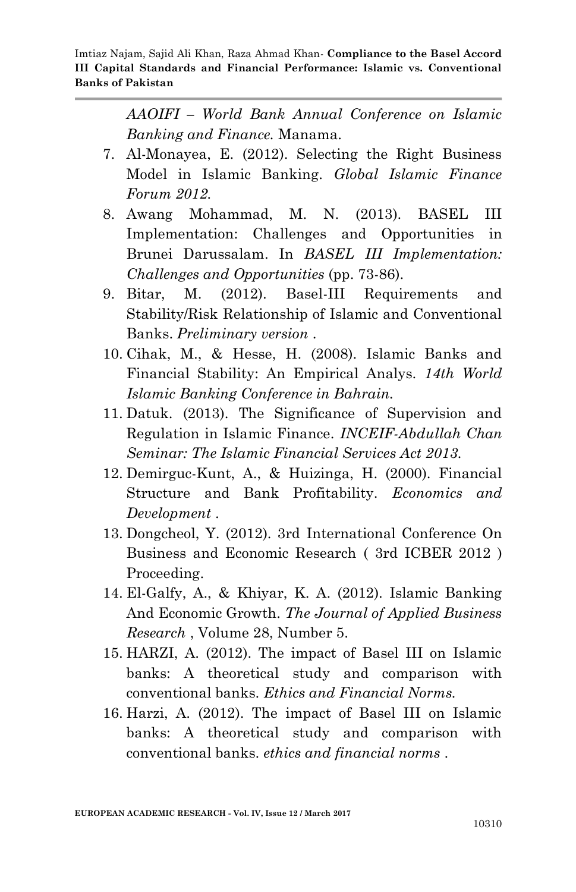*AAOIFI – World Bank Annual Conference on Islamic Banking and Finance.* Manama.

7. Al-Monayea, E. (2012). Selecting the Right Business Model in Islamic Banking. *Global Islamic Finance Forum 2012.*
8. Awang Mohammad, M. N. (2013). BASEL III Implementation: Challenges and Opportunities in Brunei Darussalam. In *BASEL III Implementation: Challenges and Opportunities* (pp. 73-86).
9. Bitar, M. (2012). Basel-III Requirements and Stability/Risk Relationship of Islamic and Conventional Banks. *Preliminary version* .
10. Cihak, M., & Hesse, H. (2008). Islamic Banks and Financial Stability: An Empirical Analys. *14th World Islamic Banking Conference in Bahrain.*
11. Datuk. (2013). The Significance of Supervision and Regulation in Islamic Finance. *INCEIF-Abdullah Chan Seminar: The Islamic Financial Services Act 2013.*
12. Demirguc-Kunt, A., & Huizinga, H. (2000). Financial Structure and Bank Profitability. *Economics and Development* .
13. Dongcheol, Y. (2012). 3rd International Conference On Business and Economic Research ( 3rd ICBER 2012 ) Proceeding.
14. El-Galfy, A., & Khiyar, K. A. (2012). Islamic Banking And Economic Growth. *The Journal of Applied Business Research* , Volume 28, Number 5.
15. HARZI, A. (2012). The impact of Basel III on Islamic banks: A theoretical study and comparison with conventional banks. *Ethics and Financial Norms.*
16. Harzi, A. (2012). The impact of Basel III on Islamic banks: A theoretical study and comparison with conventional banks. *ethics and financial norms* .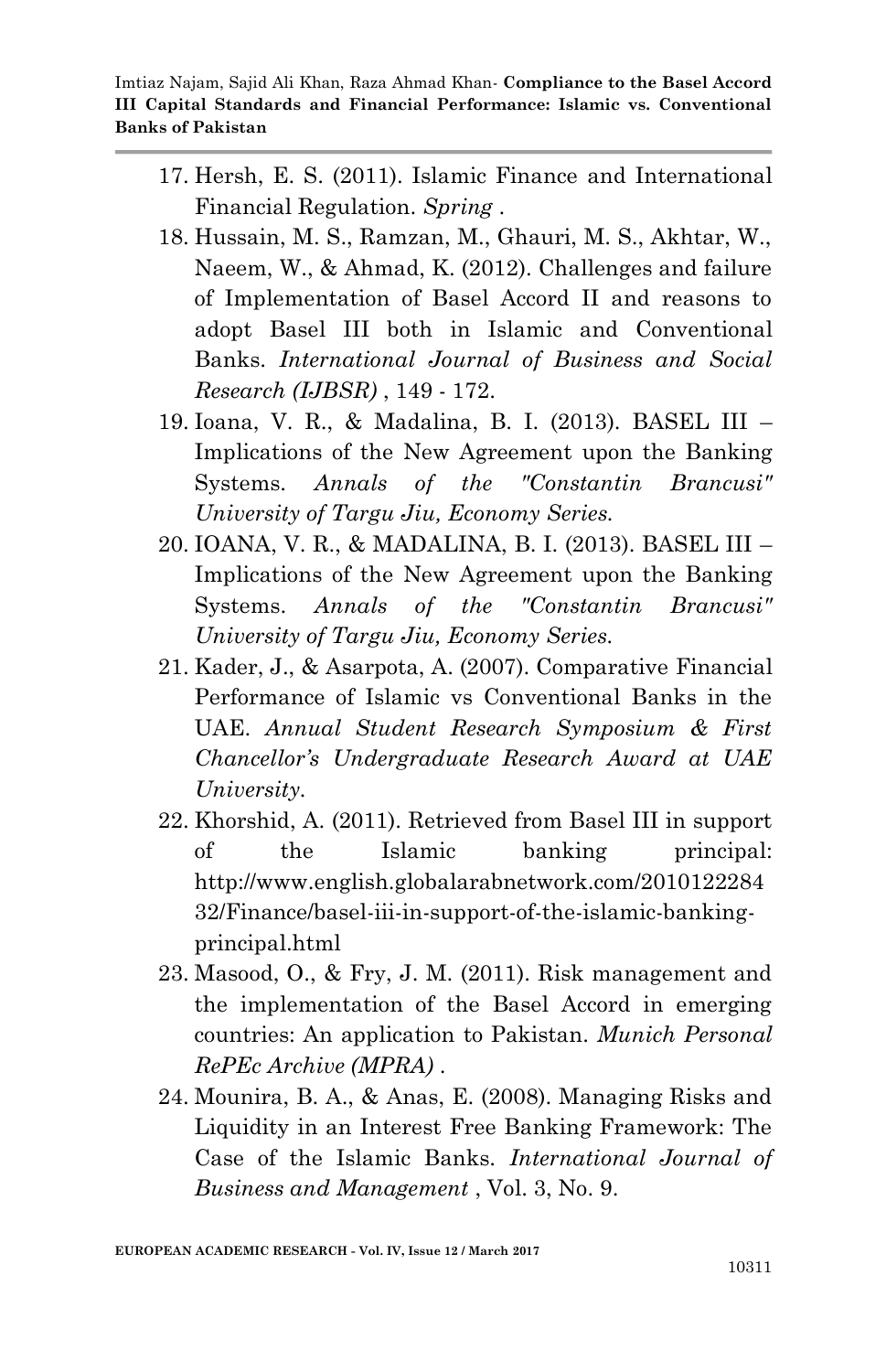17. Hersh, E. S. (2011). Islamic Finance and International Financial Regulation. *Spring* .
18. Hussain, M. S., Ramzan, M., Ghauri, M. S., Akhtar, W., Naeem, W., & Ahmad, K. (2012). Challenges and failure of Implementation of Basel Accord II and reasons to adopt Basel III both in Islamic and Conventional Banks. *International Journal of Business and Social Research (IJBSR)* , 149 - 172.
19. Ioana, V. R., & Madalina, B. I. (2013). BASEL III – Implications of the New Agreement upon the Banking Systems. *Annals of the "Constantin Brancusi" University of Targu Jiu, Economy Series.*
20. IOANA, V. R., & MADALINA, B. I. (2013). BASEL III – Implications of the New Agreement upon the Banking Systems. *Annals of the "Constantin Brancusi" University of Targu Jiu, Economy Series.*
21. Kader, J., & Asarpota, A. (2007). Comparative Financial Performance of Islamic vs Conventional Banks in the UAE. *Annual Student Research Symposium & First Chancellor's Undergraduate Research Award at UAE University.*
22. Khorshid, A. (2011). Retrieved from Basel III in support of the Islamic banking principal: http://www.english.globalarabnetwork.com/201012228432/Finance/basel-iii-in-support-of-the-islamic-banking-principal.html
23. Masood, O., & Fry, J. M. (2011). Risk management and the implementation of the Basel Accord in emerging countries: An application to Pakistan. *Munich Personal RePEc Archive (MPRA)* .
24. Mounira, B. A., & Anas, E. (2008). Managing Risks and Liquidity in an Interest Free Banking Framework: The Case of the Islamic Banks. *International Journal of Business and Management* , Vol. 3, No. 9.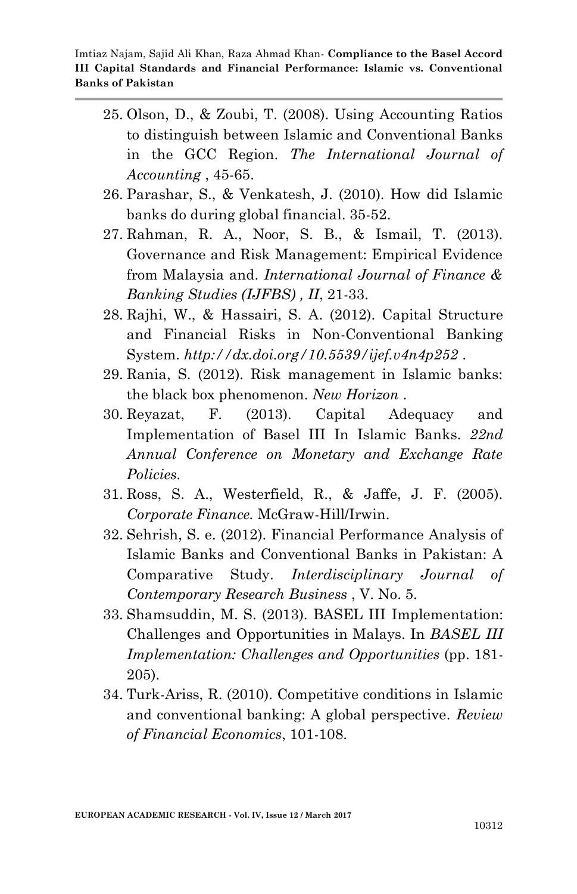25. Olson, D., & Zoubi, T. (2008). Using Accounting Ratios to distinguish between Islamic and Conventional Banks in the GCC Region. *The International Journal of Accounting* , 45-65.
26. Parashar, S., & Venkatesh, J. (2010). How did Islamic banks do during global financial. 35-52.
27. Rahman, R. A., Noor, S. B., & Ismail, T. (2013). Governance and Risk Management: Empirical Evidence from Malaysia and. *International Journal of Finance & Banking Studies (IJFBS) , II*, 21-33.
28. Rajhi, W., & Hassairi, S. A. (2012). Capital Structure and Financial Risks in Non-Conventional Banking System. *http://dx.doi.org/10.5539/ijef.v4n4p252* .
29. Rania, S. (2012). Risk management in Islamic banks: the black box phenomenon. *New Horizon* .
30. Reyazat, F. (2013). Capital Adequacy and Implementation of Basel III In Islamic Banks. *22nd Annual Conference on Monetary and Exchange Rate Policies*.
31. Ross, S. A., Westerfield, R., & Jaffe, J. F. (2005). *Corporate Finance.* McGraw-Hill/Irwin.
32. Sehrish, S. e. (2012). Financial Performance Analysis of Islamic Banks and Conventional Banks in Pakistan: A Comparative Study. *Interdisciplinary Journal of Contemporary Research Business* , V. No. 5.
33. Shamsuddin, M. S. (2013). BASEL III Implementation: Challenges and Opportunities in Malays. In *BASEL III Implementation: Challenges and Opportunities* (pp. 181-205).
34. Turk-Ariss, R. (2010). Competitive conditions in Islamic and conventional banking: A global perspective. *Review of Financial Economics*, 101-108.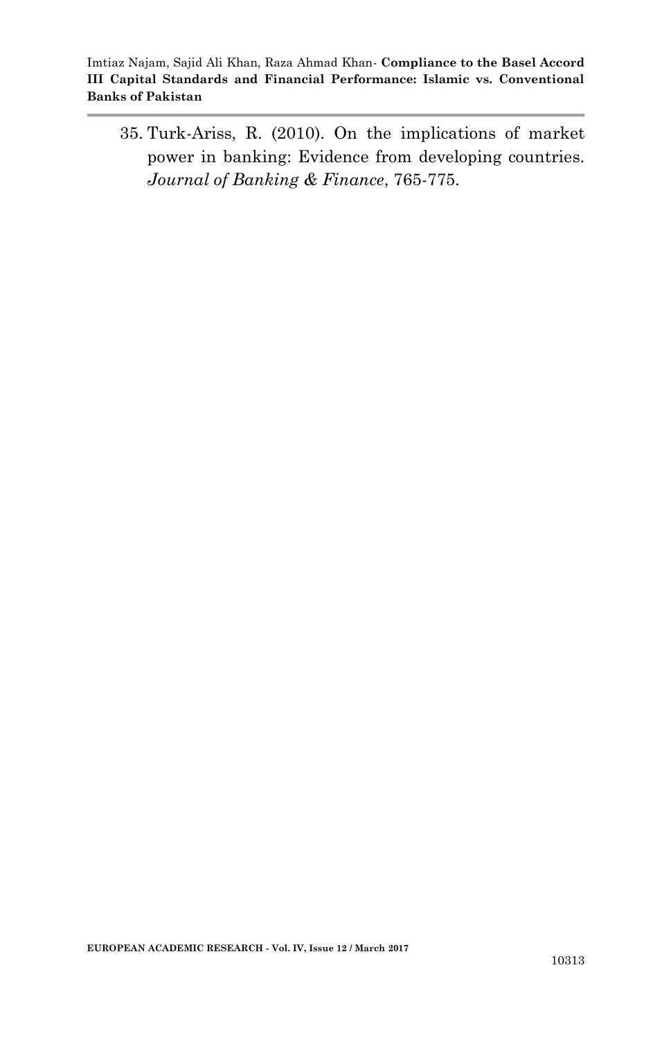35. Turk-Ariss, R. (2010). On the implications of market power in banking: Evidence from developing countries. *Journal of Banking & Finance*, 765-775.